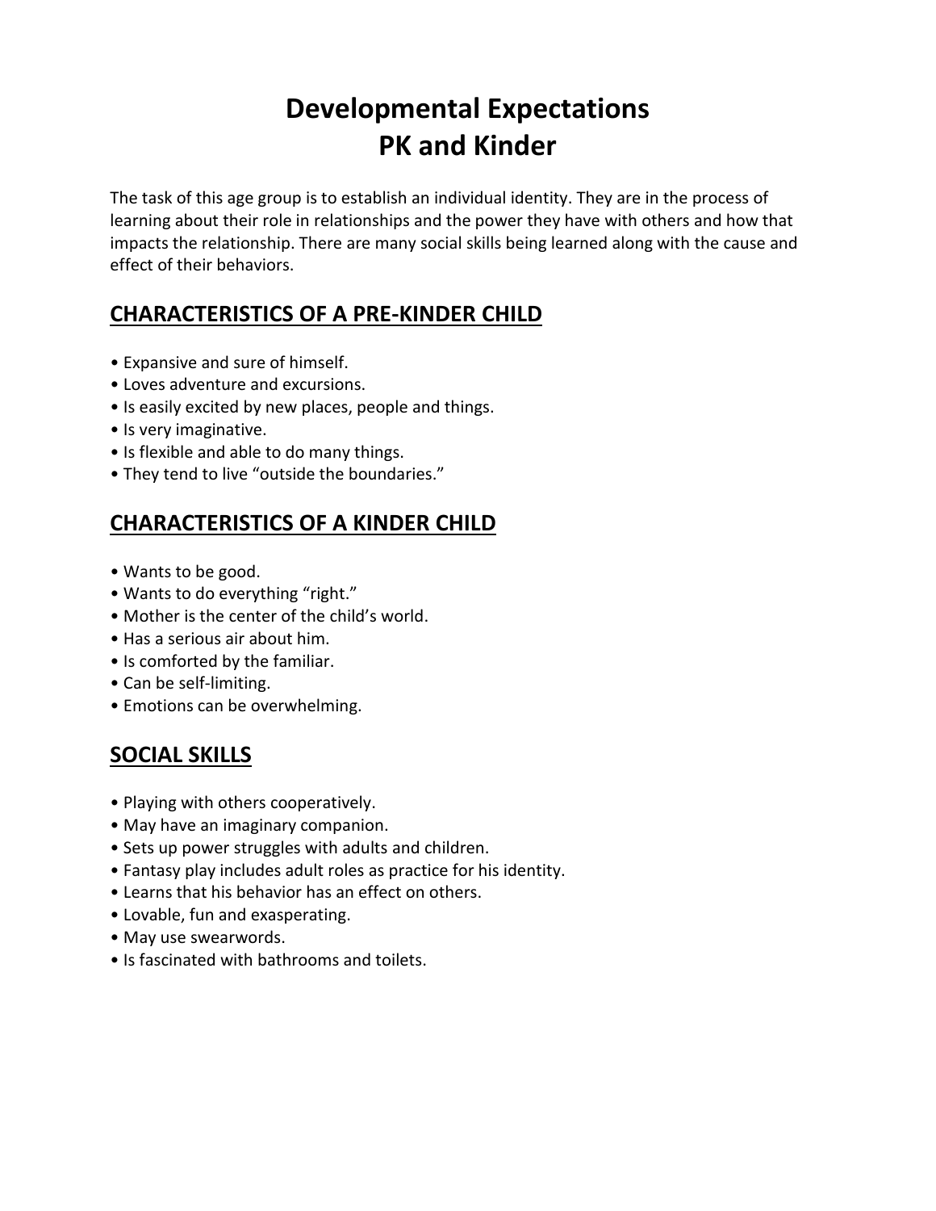# Developmental Expectations
# PK and Kinder

The task of this age group is to establish an individual identity. They are in the process of learning about their role in relationships and the power they have with others and how that impacts the relationship. There are many social skills being learned along with the cause and effect of their behaviors.

## CHARACTERISTICS OF A PRE-KINDER CHILD

- Expansive and sure of himself.
- Loves adventure and excursions.
- Is easily excited by new places, people and things.
- Is very imaginative.
- Is flexible and able to do many things.
- They tend to live "outside the boundaries."

## CHARACTERISTICS OF A KINDER CHILD

- Wants to be good.
- Wants to do everything "right."
- Mother is the center of the child's world.
- Has a serious air about him.
- Is comforted by the familiar.
- Can be self-limiting.
- Emotions can be overwhelming.

## SOCIAL SKILLS

- Playing with others cooperatively.
- May have an imaginary companion.
- Sets up power struggles with adults and children.
- Fantasy play includes adult roles as practice for his identity.
- Learns that his behavior has an effect on others.
- Lovable, fun and exasperating.
- May use swearwords.
- Is fascinated with bathrooms and toilets.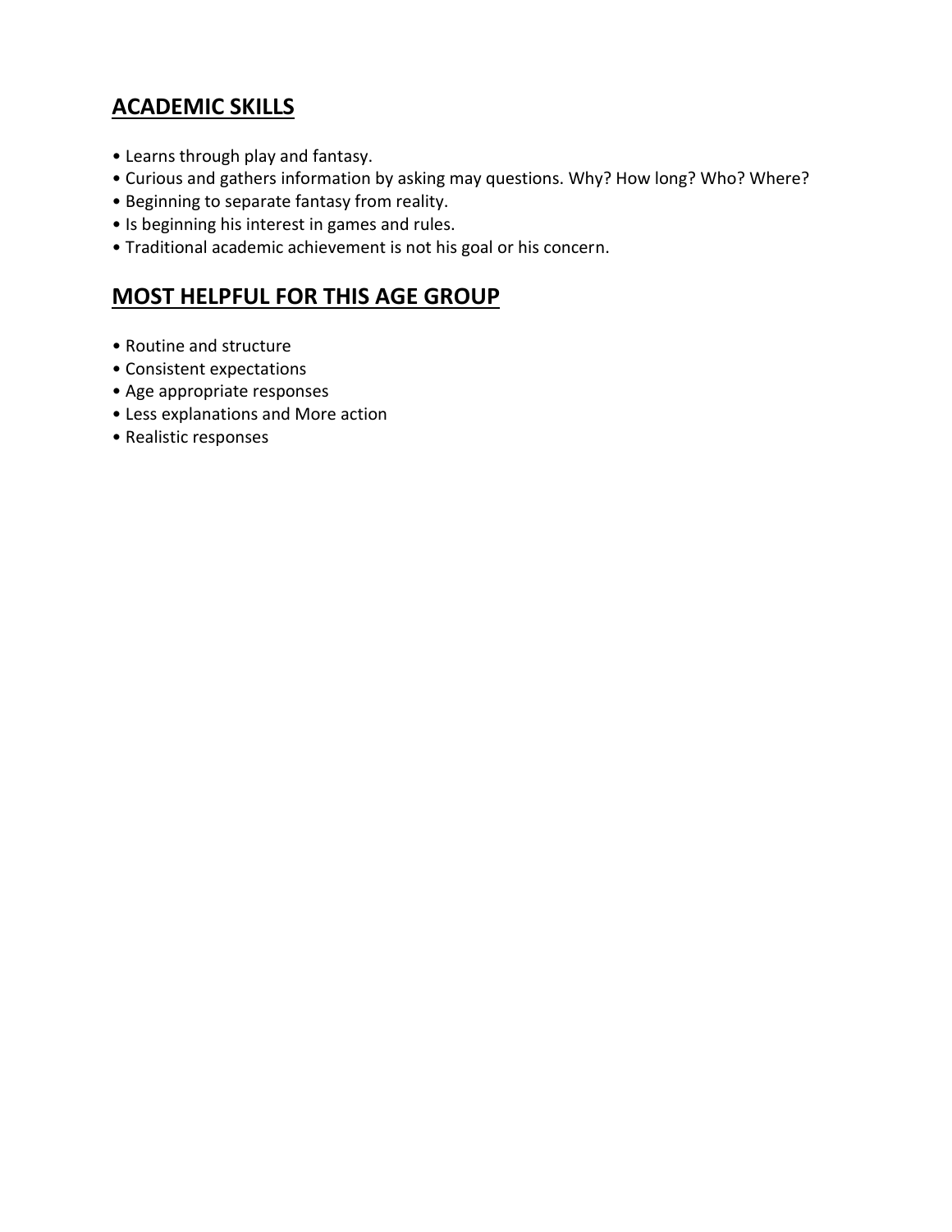## ACADEMIC SKILLS

- Learns through play and fantasy.
- Curious and gathers information by asking may questions. Why? How long? Who? Where?
- Beginning to separate fantasy from reality.
- Is beginning his interest in games and rules.
- Traditional academic achievement is not his goal or his concern.

## MOST HELPFUL FOR THIS AGE GROUP

- Routine and structure
- Consistent expectations
- Age appropriate responses
- Less explanations and More action
- Realistic responses